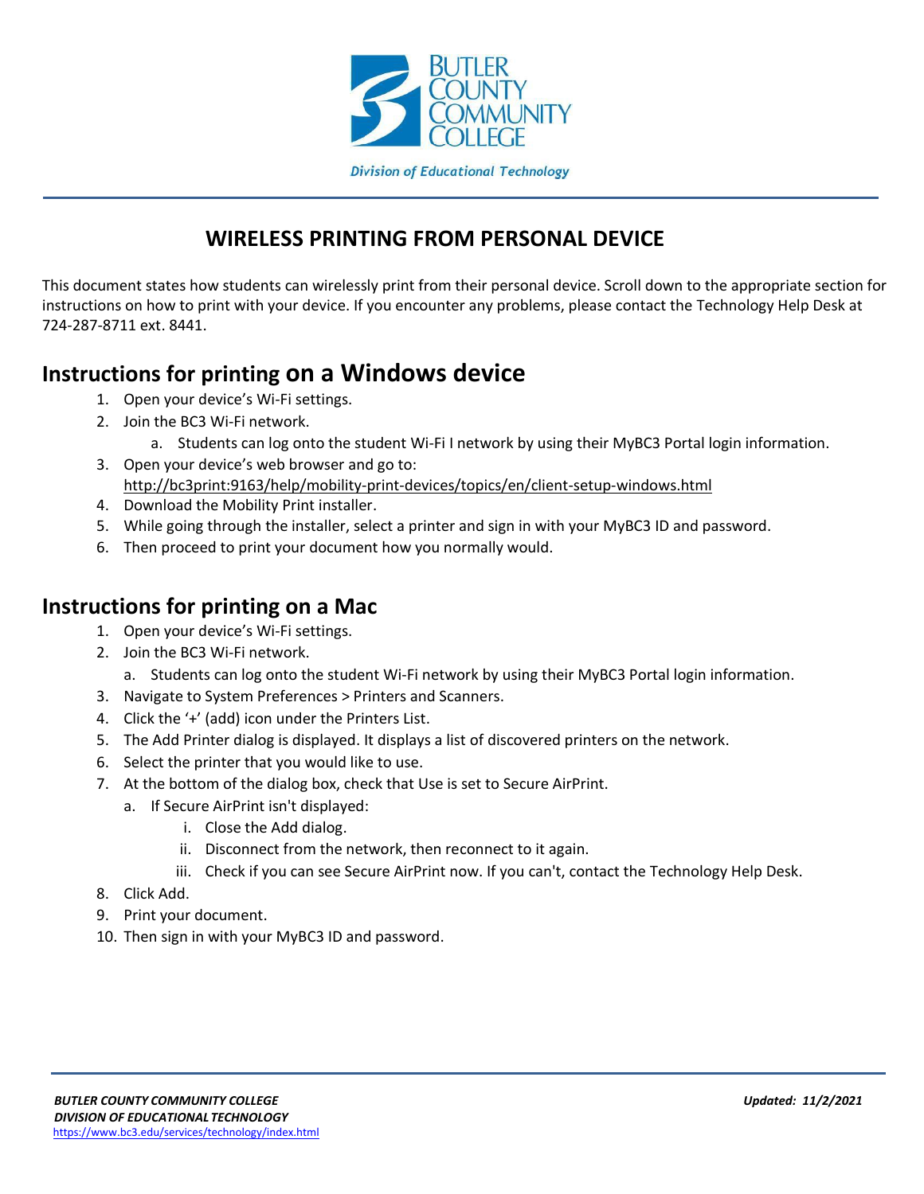BUTLER COUNTY COMMUNITY COLLEGE

*Division of Educational Technology*

# WIRELESS PRINTING FROM PERSONAL DEVICE

This document states how students can wirelessly print from their personal device. Scroll down to the appropriate section for instructions on how to print with your device. If you encounter any problems, please contact the Technology Help Desk at 724-287-8711 ext. 8441.

## Instructions for printing on a Windows device

1. Open your device's Wi-Fi settings.
2. Join the BC3 Wi-Fi network.
   a. Students can log onto the student Wi-Fi I network by using their MyBC3 Portal login information.
3. Open your device's web browser and go to: http://bc3print:9163/help/mobility-print-devices/topics/en/client-setup-windows.html
4. Download the Mobility Print installer.
5. While going through the installer, select a printer and sign in with your MyBC3 ID and password.
6. Then proceed to print your document how you normally would.

## Instructions for printing on a Mac

1. Open your device's Wi-Fi settings.
2. Join the BC3 Wi-Fi network.
   a. Students can log onto the student Wi-Fi network by using their MyBC3 Portal login information.
3. Navigate to System Preferences > Printers and Scanners.
4. Click the '+' (add) icon under the Printers List.
5. The Add Printer dialog is displayed. It displays a list of discovered printers on the network.
6. Select the printer that you would like to use.
7. At the bottom of the dialog box, check that Use is set to Secure AirPrint.
   a. If Secure AirPrint isn't displayed:
      i. Close the Add dialog.
      ii. Disconnect from the network, then reconnect to it again.
      iii. Check if you can see Secure AirPrint now. If you can't, contact the Technology Help Desk.
8. Click Add.
9. Print your document.
10. Then sign in with your MyBC3 ID and password.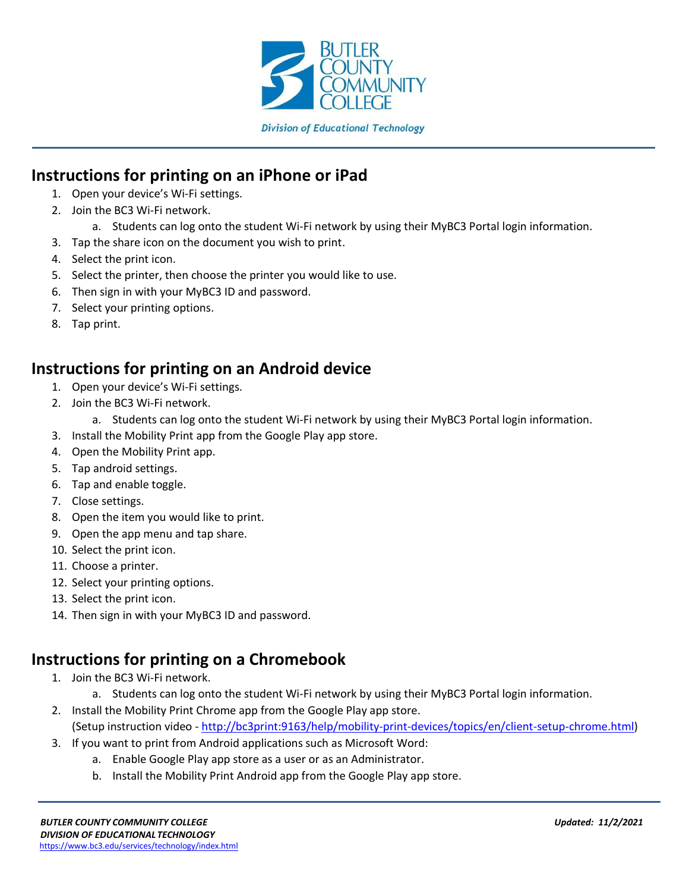## Instructions for printing on an iPhone or iPad

1. Open your device's Wi-Fi settings.
2. Join the BC3 Wi-Fi network.
   a. Students can log onto the student Wi-Fi network by using their MyBC3 Portal login information.
3. Tap the share icon on the document you wish to print.
4. Select the print icon.
5. Select the printer, then choose the printer you would like to use.
6. Then sign in with your MyBC3 ID and password.
7. Select your printing options.
8. Tap print.

## Instructions for printing on an Android device

1. Open your device's Wi-Fi settings.
2. Join the BC3 Wi-Fi network.
   a. Students can log onto the student Wi-Fi network by using their MyBC3 Portal login information.
3. Install the Mobility Print app from the Google Play app store.
4. Open the Mobility Print app.
5. Tap android settings.
6. Tap and enable toggle.
7. Close settings.
8. Open the item you would like to print.
9. Open the app menu and tap share.
10. Select the print icon.
11. Choose a printer.
12. Select your printing options.
13. Select the print icon.
14. Then sign in with your MyBC3 ID and password.

## Instructions for printing on a Chromebook

1. Join the BC3 Wi-Fi network.
   a. Students can log onto the student Wi-Fi network by using their MyBC3 Portal login information.
2. Install the Mobility Print Chrome app from the Google Play app store.
   (Setup instruction video - http://bc3print:9163/help/mobility-print-devices/topics/en/client-setup-chrome.html)
3. If you want to print from Android applications such as Microsoft Word:
   a. Enable Google Play app store as a user or as an Administrator.
   b. Install the Mobility Print Android app from the Google Play app store.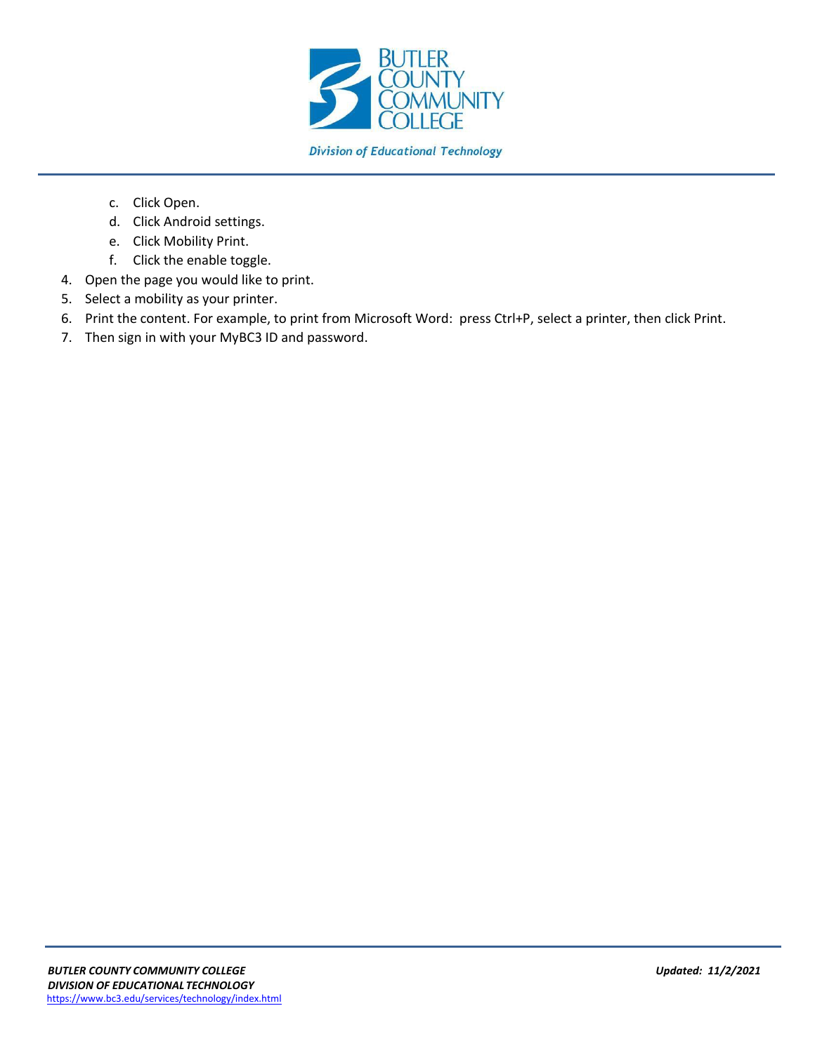c. Click Open.
   d. Click Android settings.
   e. Click Mobility Print.
   f. Click the enable toggle.
4. Open the page you would like to print.
5. Select a mobility as your printer.
6. Print the content. For example, to print from Microsoft Word: press Ctrl+P, select a printer, then click Print.
7. Then sign in with your MyBC3 ID and password.